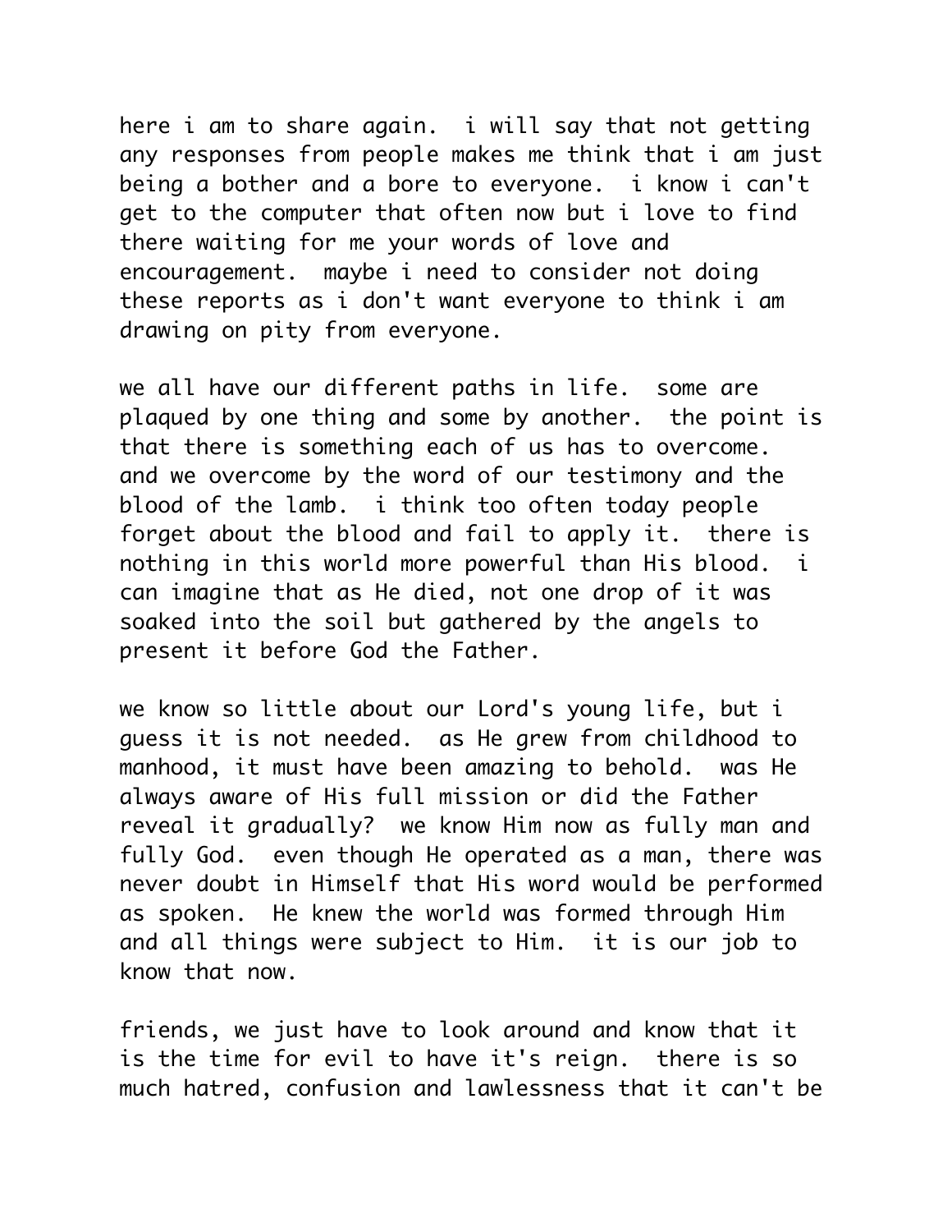here i am to share again. i will say that not getting any responses from people makes me think that i am just being a bother and a bore to everyone. i know i can't get to the computer that often now but i love to find there waiting for me your words of love and encouragement. maybe i need to consider not doing these reports as i don't want everyone to think i am drawing on pity from everyone.

we all have our different paths in life. some are plaqued by one thing and some by another. the point is that there is something each of us has to overcome. and we overcome by the word of our testimony and the blood of the lamb. i think too often today people forget about the blood and fail to apply it. there is nothing in this world more powerful than His blood. i can imagine that as He died, not one drop of it was soaked into the soil but gathered by the angels to present it before God the Father.

we know so little about our Lord's young life, but i guess it is not needed. as He grew from childhood to manhood, it must have been amazing to behold. was He always aware of His full mission or did the Father reveal it gradually? we know Him now as fully man and fully God. even though He operated as a man, there was never doubt in Himself that His word would be performed as spoken. He knew the world was formed through Him and all things were subject to Him. it is our job to know that now.

friends, we just have to look around and know that it is the time for evil to have it's reign. there is so much hatred, confusion and lawlessness that it can't be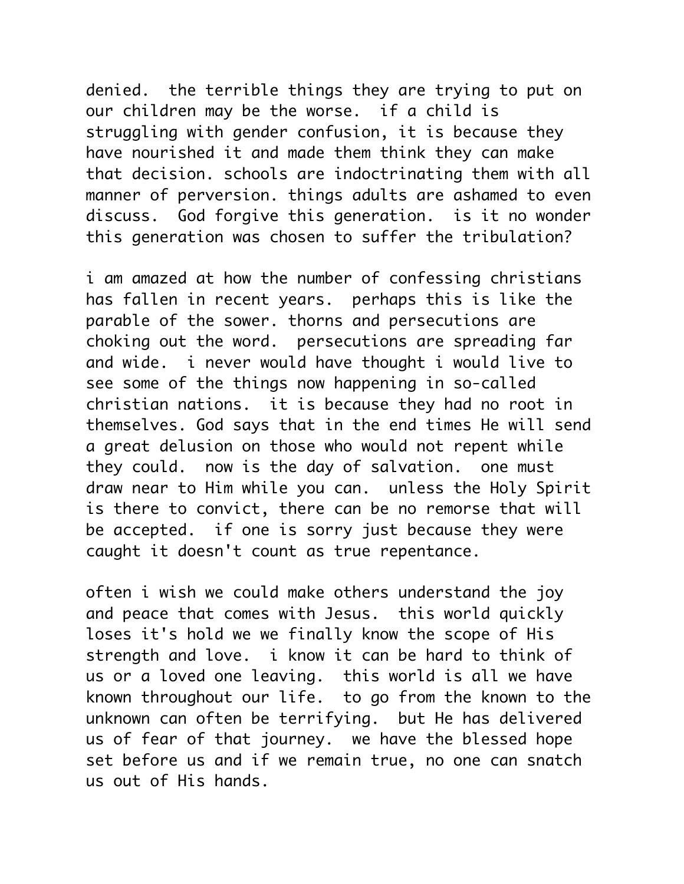denied. the terrible things they are trying to put on our children may be the worse. if a child is struggling with gender confusion, it is because they have nourished it and made them think they can make that decision. schools are indoctrinating them with all manner of perversion. things adults are ashamed to even discuss. God forgive this generation. is it no wonder this generation was chosen to suffer the tribulation?

i am amazed at how the number of confessing christians has fallen in recent years. perhaps this is like the parable of the sower. thorns and persecutions are choking out the word. persecutions are spreading far and wide. i never would have thought i would live to see some of the things now happening in so-called christian nations. it is because they had no root in themselves. God says that in the end times He will send a great delusion on those who would not repent while they could. now is the day of salvation. one must draw near to Him while you can. unless the Holy Spirit is there to convict, there can be no remorse that will be accepted. if one is sorry just because they were caught it doesn't count as true repentance.

often i wish we could make others understand the joy and peace that comes with Jesus. this world quickly loses it's hold we we finally know the scope of His strength and love. i know it can be hard to think of us or a loved one leaving. this world is all we have known throughout our life. to go from the known to the unknown can often be terrifying. but He has delivered us of fear of that journey. we have the blessed hope set before us and if we remain true, no one can snatch us out of His hands.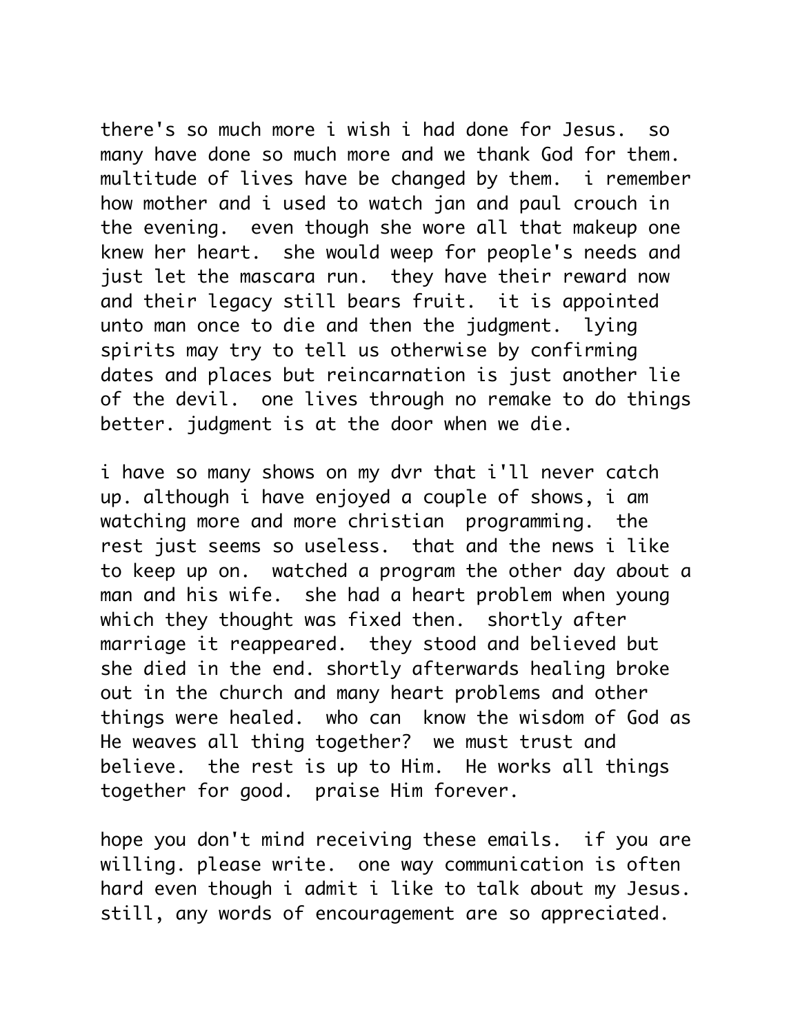there's so much more i wish i had done for Jesus. so many have done so much more and we thank God for them. multitude of lives have be changed by them. i remember how mother and i used to watch jan and paul crouch in the evening. even though she wore all that makeup one knew her heart. she would weep for people's needs and just let the mascara run. they have their reward now and their legacy still bears fruit. it is appointed unto man once to die and then the judgment. lying spirits may try to tell us otherwise by confirming dates and places but reincarnation is just another lie of the devil. one lives through no remake to do things better. judgment is at the door when we die.

i have so many shows on my dvr that i'll never catch up. although i have enjoyed a couple of shows, i am watching more and more christian programming. the rest just seems so useless. that and the news i like to keep up on. watched a program the other day about a man and his wife. she had a heart problem when young which they thought was fixed then. shortly after marriage it reappeared. they stood and believed but she died in the end. shortly afterwards healing broke out in the church and many heart problems and other things were healed. who can know the wisdom of God as He weaves all thing together? we must trust and believe. the rest is up to Him. He works all things together for good. praise Him forever.

hope you don't mind receiving these emails. if you are willing. please write. one way communication is often hard even though i admit i like to talk about my Jesus. still, any words of encouragement are so appreciated.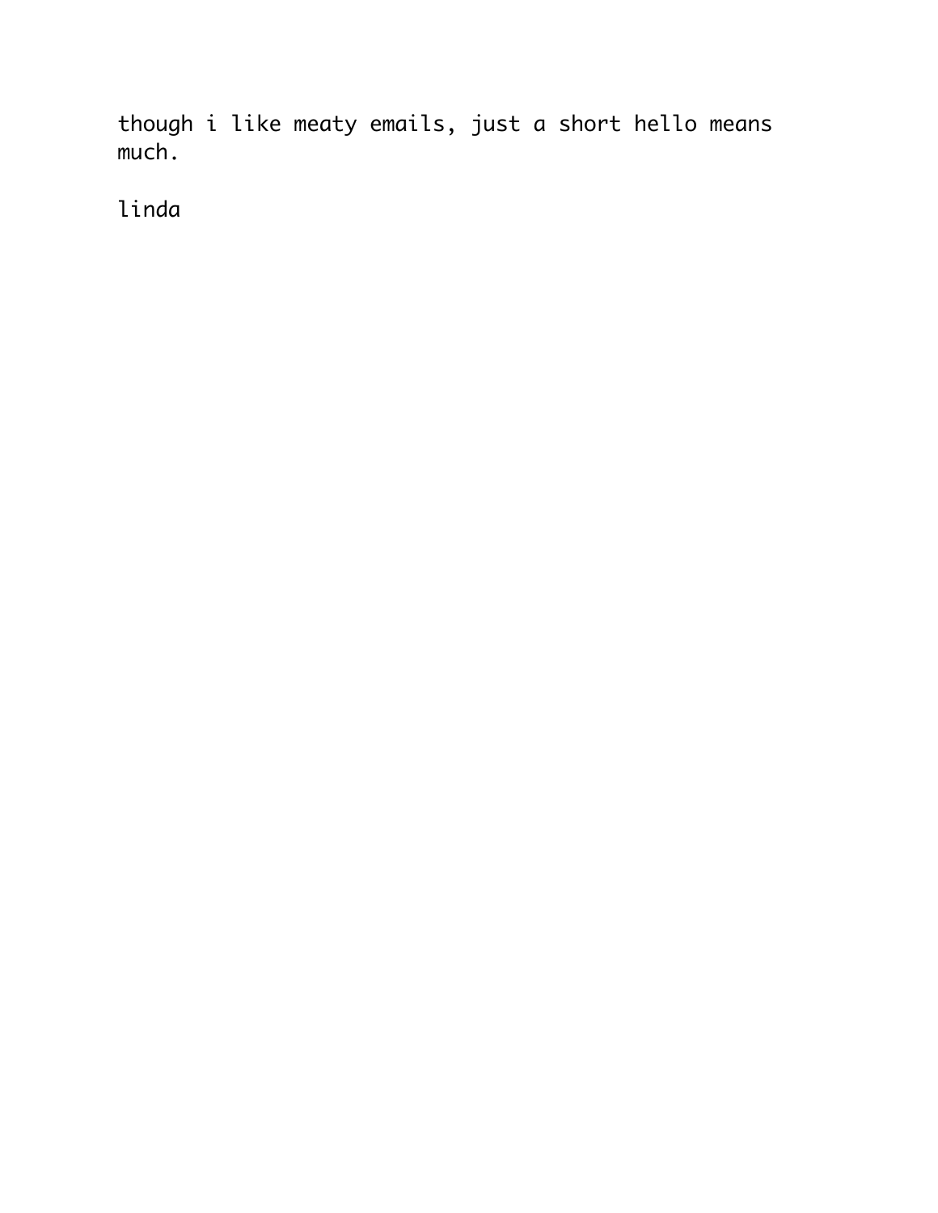though i like meaty emails, just a short hello means much.

linda